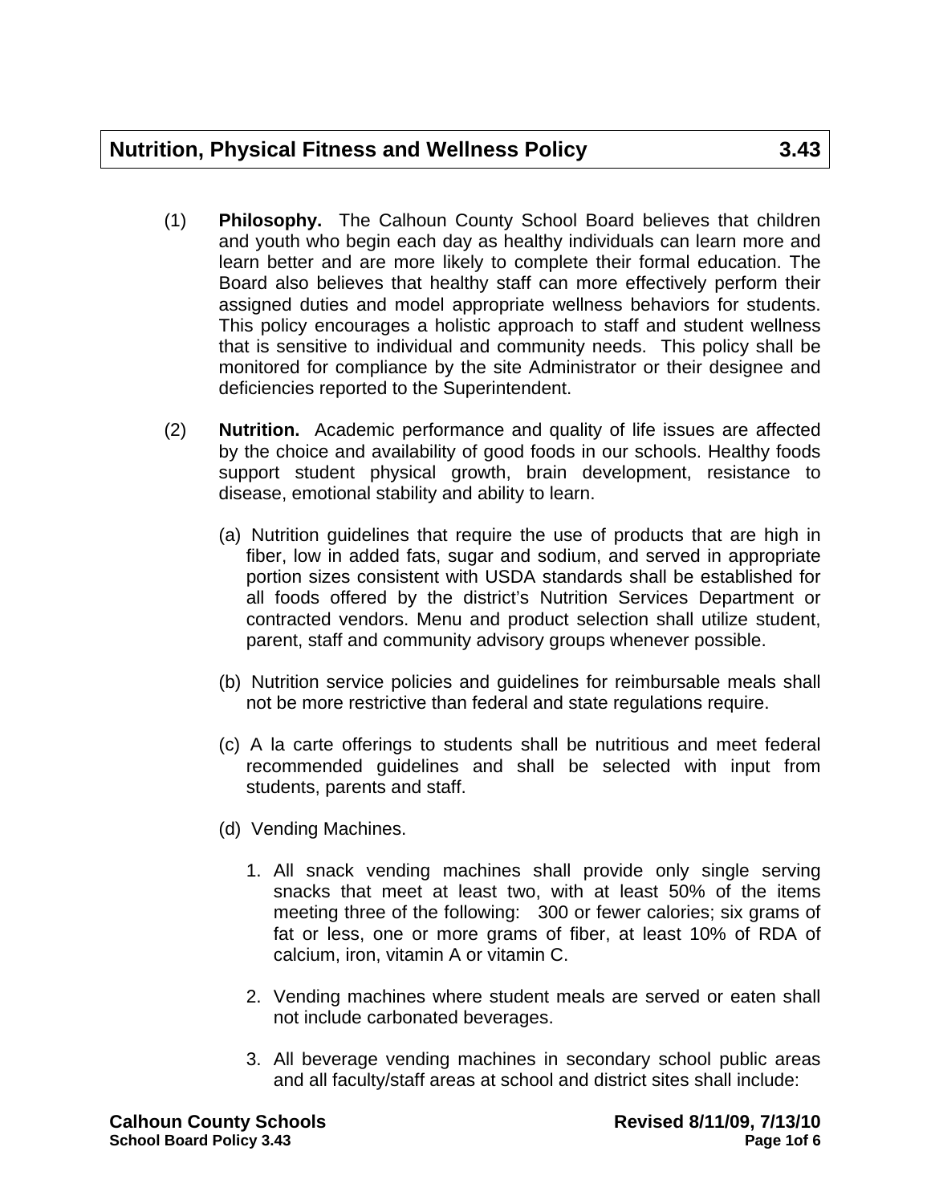# Nutrition, Physical Fitness and Wellness Policy 3.43

(1) **Philosophy.** The Calhoun County School Board believes that children and youth who begin each day as healthy individuals can learn more and learn better and are more likely to complete their formal education. The Board also believes that healthy staff can more effectively perform their assigned duties and model appropriate wellness behaviors for students. This policy encourages a holistic approach to staff and student wellness that is sensitive to individual and community needs. This policy shall be monitored for compliance by the site Administrator or their designee and deficiencies reported to the Superintendent.

(2) **Nutrition.** Academic performance and quality of life issues are affected by the choice and availability of good foods in our schools. Healthy foods support student physical growth, brain development, resistance to disease, emotional stability and ability to learn.

(a) Nutrition guidelines that require the use of products that are high in fiber, low in added fats, sugar and sodium, and served in appropriate portion sizes consistent with USDA standards shall be established for all foods offered by the district's Nutrition Services Department or contracted vendors. Menu and product selection shall utilize student, parent, staff and community advisory groups whenever possible.

(b) Nutrition service policies and guidelines for reimbursable meals shall not be more restrictive than federal and state regulations require.

(c) A la carte offerings to students shall be nutritious and meet federal recommended guidelines and shall be selected with input from students, parents and staff.

(d) Vending Machines.

1. All snack vending machines shall provide only single serving snacks that meet at least two, with at least 50% of the items meeting three of the following: 300 or fewer calories; six grams of fat or less, one or more grams of fiber, at least 10% of RDA of calcium, iron, vitamin A or vitamin C.

2. Vending machines where student meals are served or eaten shall not include carbonated beverages.

3. All beverage vending machines in secondary school public areas and all faculty/staff areas at school and district sites shall include:

Calhoun County Schools Revised 8/11/09, 7/13/10
School Board Policy 3.43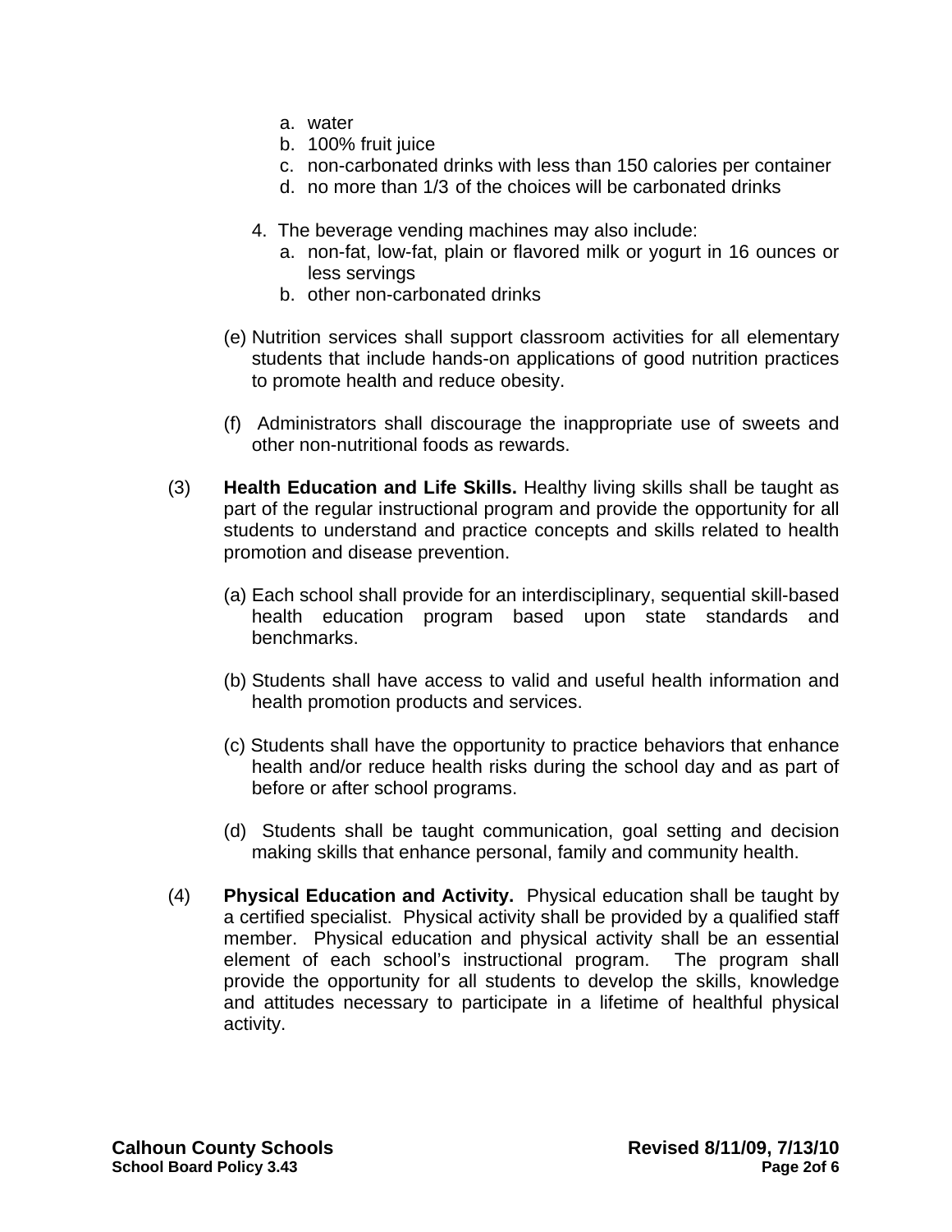a. water
b. 100% fruit juice
c. non-carbonated drinks with less than 150 calories per container
d. no more than 1/3 of the choices will be carbonated drinks

4. The beverage vending machines may also include:
   a. non-fat, low-fat, plain or flavored milk or yogurt in 16 ounces or less servings
   b. other non-carbonated drinks

(e) Nutrition services shall support classroom activities for all elementary students that include hands-on applications of good nutrition practices to promote health and reduce obesity.

(f) Administrators shall discourage the inappropriate use of sweets and other non-nutritional foods as rewards.

(3) **Health Education and Life Skills.** Healthy living skills shall be taught as part of the regular instructional program and provide the opportunity for all students to understand and practice concepts and skills related to health promotion and disease prevention.

(a) Each school shall provide for an interdisciplinary, sequential skill-based health education program based upon state standards and benchmarks.

(b) Students shall have access to valid and useful health information and health promotion products and services.

(c) Students shall have the opportunity to practice behaviors that enhance health and/or reduce health risks during the school day and as part of before or after school programs.

(d) Students shall be taught communication, goal setting and decision making skills that enhance personal, family and community health.

(4) **Physical Education and Activity.** Physical education shall be taught by a certified specialist. Physical activity shall be provided by a qualified staff member. Physical education and physical activity shall be an essential element of each school's instructional program. The program shall provide the opportunity for all students to develop the skills, knowledge and attitudes necessary to participate in a lifetime of healthful physical activity.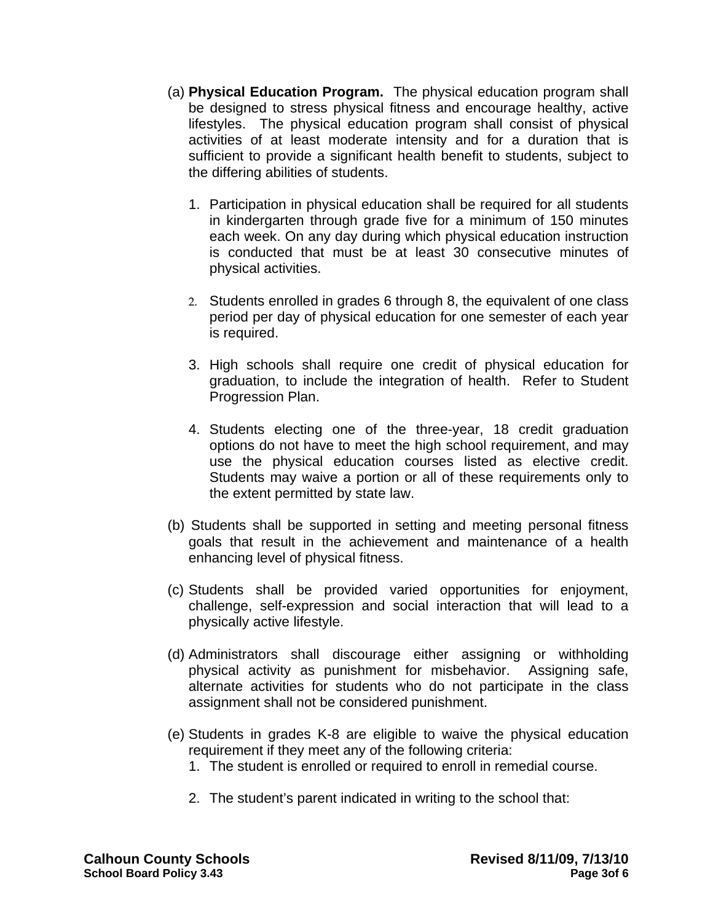(a) **Physical Education Program.** The physical education program shall be designed to stress physical fitness and encourage healthy, active lifestyles. The physical education program shall consist of physical activities of at least moderate intensity and for a duration that is sufficient to provide a significant health benefit to students, subject to the differing abilities of students.

1. Participation in physical education shall be required for all students in kindergarten through grade five for a minimum of 150 minutes each week. On any day during which physical education instruction is conducted that must be at least 30 consecutive minutes of physical activities.

2. Students enrolled in grades 6 through 8, the equivalent of one class period per day of physical education for one semester of each year is required.

3. High schools shall require one credit of physical education for graduation, to include the integration of health. Refer to Student Progression Plan.

4. Students electing one of the three-year, 18 credit graduation options do not have to meet the high school requirement, and may use the physical education courses listed as elective credit. Students may waive a portion or all of these requirements only to the extent permitted by state law.

(b) Students shall be supported in setting and meeting personal fitness goals that result in the achievement and maintenance of a health enhancing level of physical fitness.

(c) Students shall be provided varied opportunities for enjoyment, challenge, self-expression and social interaction that will lead to a physically active lifestyle.

(d) Administrators shall discourage either assigning or withholding physical activity as punishment for misbehavior. Assigning safe, alternate activities for students who do not participate in the class assignment shall not be considered punishment.

(e) Students in grades K-8 are eligible to waive the physical education requirement if they meet any of the following criteria:

1. The student is enrolled or required to enroll in remedial course.

2. The student's parent indicated in writing to the school that: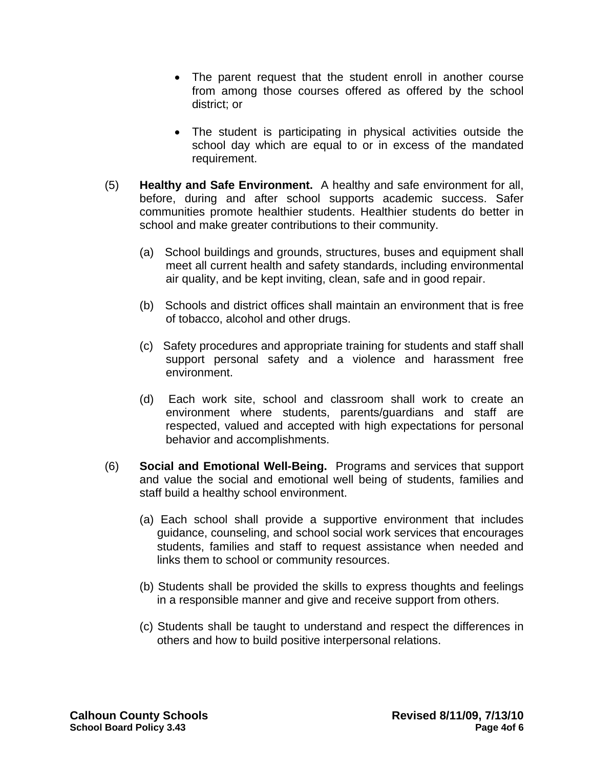- The parent request that the student enroll in another course from among those courses offered as offered by the school district; or

- The student is participating in physical activities outside the school day which are equal to or in excess of the mandated requirement.

(5) **Healthy and Safe Environment.** A healthy and safe environment for all, before, during and after school supports academic success. Safer communities promote healthier students. Healthier students do better in school and make greater contributions to their community.

(a) School buildings and grounds, structures, buses and equipment shall meet all current health and safety standards, including environmental air quality, and be kept inviting, clean, safe and in good repair.

(b) Schools and district offices shall maintain an environment that is free of tobacco, alcohol and other drugs.

(c) Safety procedures and appropriate training for students and staff shall support personal safety and a violence and harassment free environment.

(d) Each work site, school and classroom shall work to create an environment where students, parents/guardians and staff are respected, valued and accepted with high expectations for personal behavior and accomplishments.

(6) **Social and Emotional Well-Being.** Programs and services that support and value the social and emotional well being of students, families and staff build a healthy school environment.

(a) Each school shall provide a supportive environment that includes guidance, counseling, and school social work services that encourages students, families and staff to request assistance when needed and links them to school or community resources.

(b) Students shall be provided the skills to express thoughts and feelings in a responsible manner and give and receive support from others.

(c) Students shall be taught to understand and respect the differences in others and how to build positive interpersonal relations.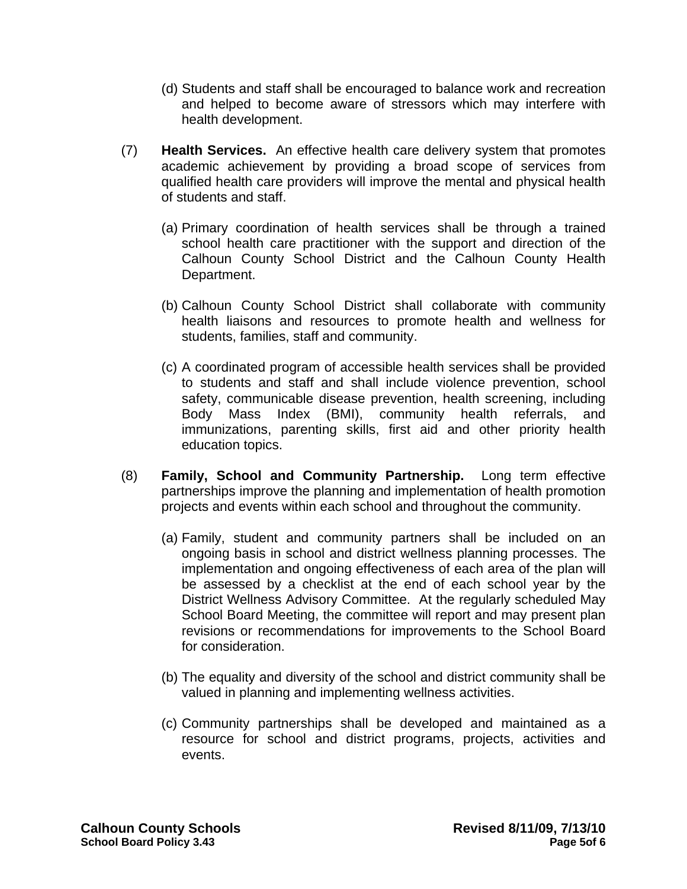(d) Students and staff shall be encouraged to balance work and recreation and helped to become aware of stressors which may interfere with health development.

(7) **Health Services.** An effective health care delivery system that promotes academic achievement by providing a broad scope of services from qualified health care providers will improve the mental and physical health of students and staff.

(a) Primary coordination of health services shall be through a trained school health care practitioner with the support and direction of the Calhoun County School District and the Calhoun County Health Department.

(b) Calhoun County School District shall collaborate with community health liaisons and resources to promote health and wellness for students, families, staff and community.

(c) A coordinated program of accessible health services shall be provided to students and staff and shall include violence prevention, school safety, communicable disease prevention, health screening, including Body Mass Index (BMI), community health referrals, and immunizations, parenting skills, first aid and other priority health education topics.

(8) **Family, School and Community Partnership.** Long term effective partnerships improve the planning and implementation of health promotion projects and events within each school and throughout the community.

(a) Family, student and community partners shall be included on an ongoing basis in school and district wellness planning processes. The implementation and ongoing effectiveness of each area of the plan will be assessed by a checklist at the end of each school year by the District Wellness Advisory Committee. At the regularly scheduled May School Board Meeting, the committee will report and may present plan revisions or recommendations for improvements to the School Board for consideration.

(b) The equality and diversity of the school and district community shall be valued in planning and implementing wellness activities.

(c) Community partnerships shall be developed and maintained as a resource for school and district programs, projects, activities and events.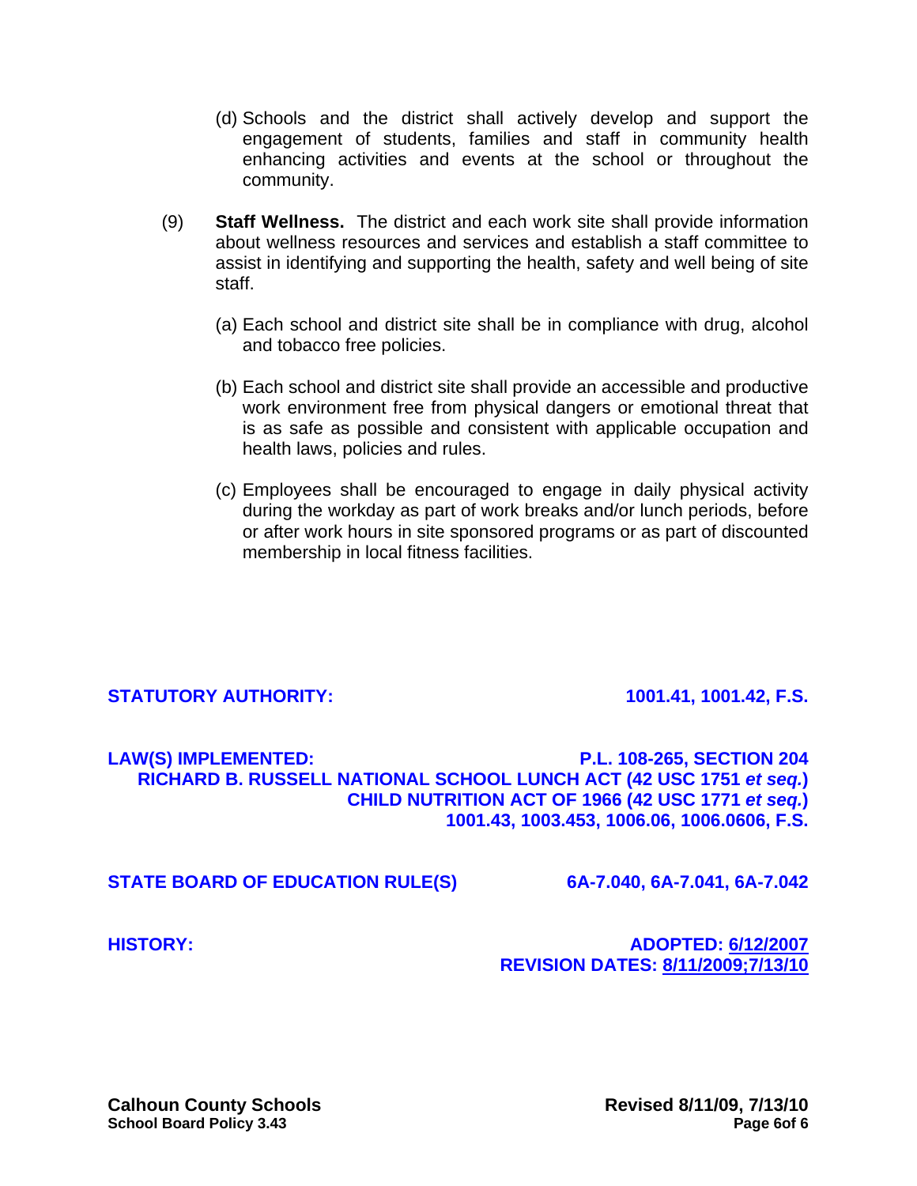(d) Schools and the district shall actively develop and support the engagement of students, families and staff in community health enhancing activities and events at the school or throughout the community.

(9) **Staff Wellness.** The district and each work site shall provide information about wellness resources and services and establish a staff committee to assist in identifying and supporting the health, safety and well being of site staff.

(a) Each school and district site shall be in compliance with drug, alcohol and tobacco free policies.

(b) Each school and district site shall provide an accessible and productive work environment free from physical dangers or emotional threat that is as safe as possible and consistent with applicable occupation and health laws, policies and rules.

(c) Employees shall be encouraged to engage in daily physical activity during the workday as part of work breaks and/or lunch periods, before or after work hours in site sponsored programs or as part of discounted membership in local fitness facilities.

**STATUTORY AUTHORITY:** **1001.41, 1001.42, F.S.**

**LAW(S) IMPLEMENTED:** **P.L. 108-265, SECTION 204**
**RICHARD B. RUSSELL NATIONAL SCHOOL LUNCH ACT (42 USC 1751 *et seq.*)**
**CHILD NUTRITION ACT OF 1966 (42 USC 1771 *et seq.*)**
**1001.43, 1003.453, 1006.06, 1006.0606, F.S.**

**STATE BOARD OF EDUCATION RULE(S)** **6A-7.040, 6A-7.041, 6A-7.042**

**HISTORY:** **ADOPTED: 6/12/2007**
**REVISION DATES: 8/11/2009;7/13/10**

**Calhoun County Schools**
**School Board Policy 3.43**
**Revised 8/11/09, 7/13/10**